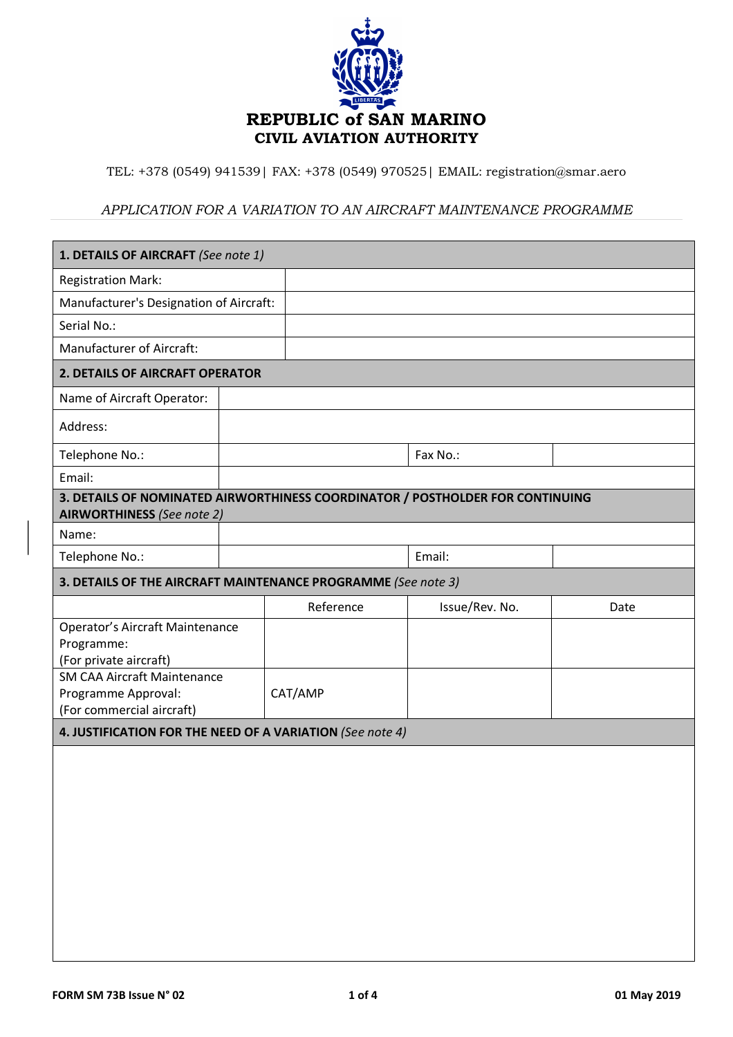**REPUBLIC of SAN MARINO**
**CIVIL AVIATION AUTHORITY**

TEL: +378 (0549) 941539| FAX: +378 (0549) 970525| EMAIL: registration@smar.aero

*APPLICATION FOR A VARIATION TO AN AIRCRAFT MAINTENANCE PROGRAMME*

| **1. DETAILS OF AIRCRAFT** *(See note 1)* | |
|---|---|
| Registration Mark: | |
| Manufacturer's Designation of Aircraft: | |
| Serial No.: | |
| Manufacturer of Aircraft: | |

| **2. DETAILS OF AIRCRAFT OPERATOR** | | | |
|---|---|---|---|
| Name of Aircraft Operator: | | | |
| Address: | | | |
| Telephone No.: | | Fax No.: | |
| Email: | | | |

| **3. DETAILS OF NOMINATED AIRWORTHINESS COORDINATOR / POSTHOLDER FOR CONTINUING AIRWORTHINESS** *(See note 2)* | | | |
|---|---|---|---|
| Name: | | | |
| Telephone No.: | | Email: | |

| **3. DETAILS OF THE AIRCRAFT MAINTENANCE PROGRAMME** *(See note 3)* | | | |
|---|---|---|---|
| | Reference | Issue/Rev. No. | Date |
| Operator's Aircraft Maintenance Programme: (For private aircraft) | | | |
| SM CAA Aircraft Maintenance Programme Approval: (For commercial aircraft) | CAT/AMP | | |

| **4. JUSTIFICATION FOR THE NEED OF A VARIATION** *(See note 4)* |
|---|
| |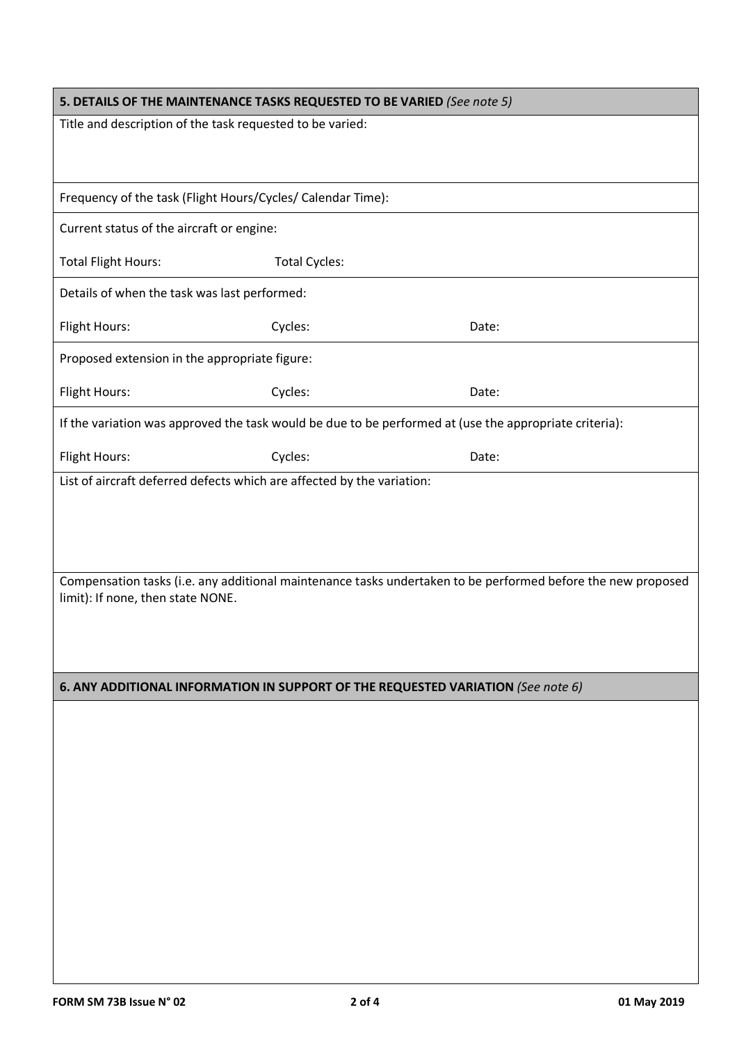## 5. DETAILS OF THE MAINTENANCE TASKS REQUESTED TO BE VARIED *(See note 5)*

Title and description of the task requested to be varied:

Frequency of the task (Flight Hours/Cycles/ Calendar Time):

Current status of the aircraft or engine:

| Total Flight Hours: | Total Cycles: |
|---|---|

Details of when the task was last performed:

| Flight Hours: | Cycles: | Date: |
|---|---|---|

Proposed extension in the appropriate figure:

| Flight Hours: | Cycles: | Date: |
|---|---|---|

If the variation was approved the task would be due to be performed at (use the appropriate criteria):

| Flight Hours: | Cycles: | Date: |
|---|---|---|

List of aircraft deferred defects which are affected by the variation:

Compensation tasks (i.e. any additional maintenance tasks undertaken to be performed before the new proposed limit): If none, then state NONE.

## 6. ANY ADDITIONAL INFORMATION IN SUPPORT OF THE REQUESTED VARIATION *(See note 6)*

FORM SM 73B Issue N° 02

01 May 2019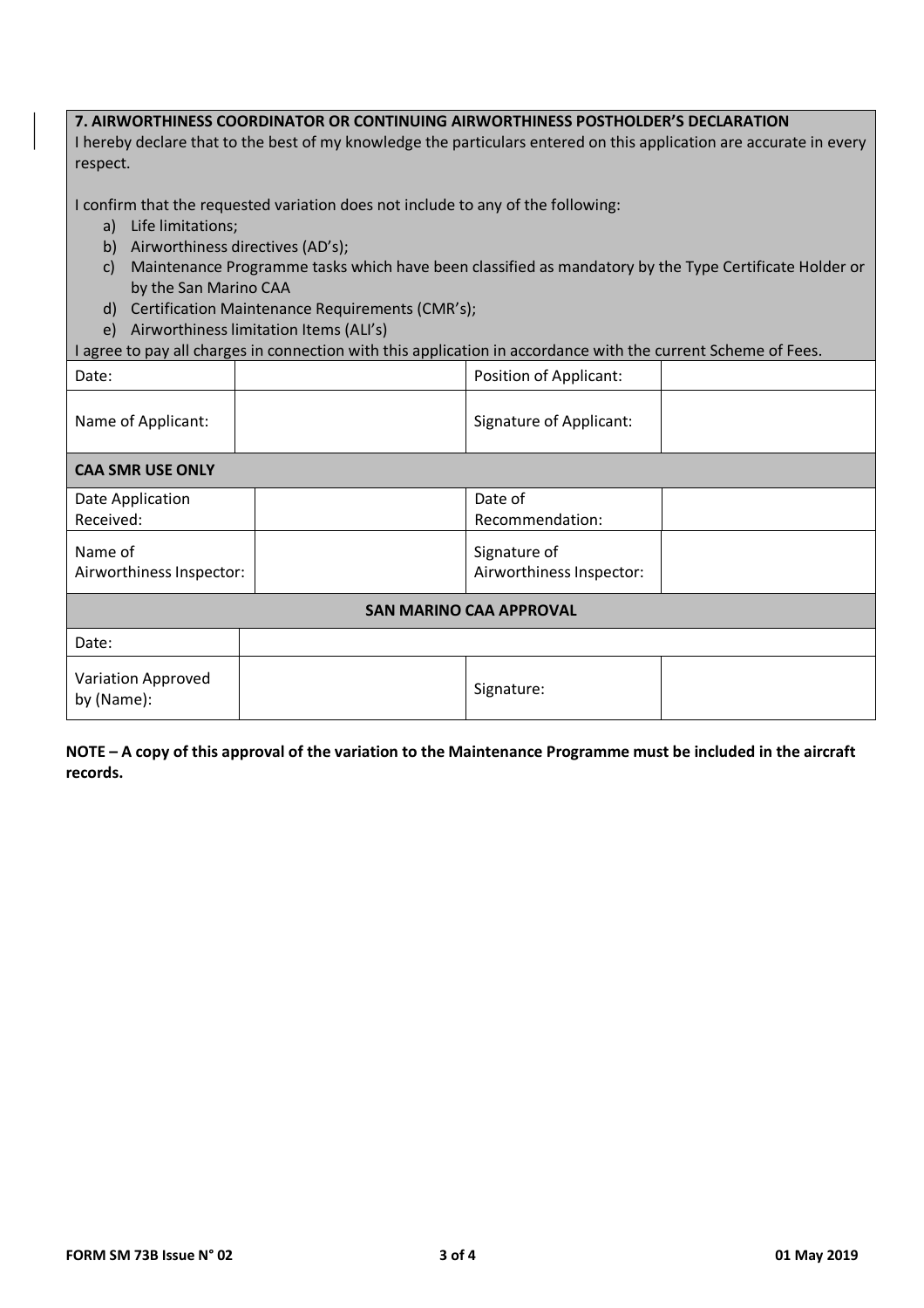## 7. AIRWORTHINESS COORDINATOR OR CONTINUING AIRWORTHINESS POSTHOLDER'S DECLARATION

I hereby declare that to the best of my knowledge the particulars entered on this application are accurate in every respect.

I confirm that the requested variation does not include to any of the following:

a) Life limitations;
b) Airworthiness directives (AD's);
c) Maintenance Programme tasks which have been classified as mandatory by the Type Certificate Holder or by the San Marino CAA
d) Certification Maintenance Requirements (CMR's);
e) Airworthiness limitation Items (ALI's)

I agree to pay all charges in connection with this application in accordance with the current Scheme of Fees.

| Date: | | Position of Applicant: | |
|---|---|---|---|
| Name of Applicant: | | Signature of Applicant: | |

**CAA SMR USE ONLY**

| Date Application Received: | | Date of Recommendation: | |
|---|---|---|---|
| Name of Airworthiness Inspector: | | Signature of Airworthiness Inspector: | |

**SAN MARINO CAA APPROVAL**

| Date: | | | |
|---|---|---|---|
| Variation Approved by (Name): | | Signature: | |

**NOTE – A copy of this approval of the variation to the Maintenance Programme must be included in the aircraft records.**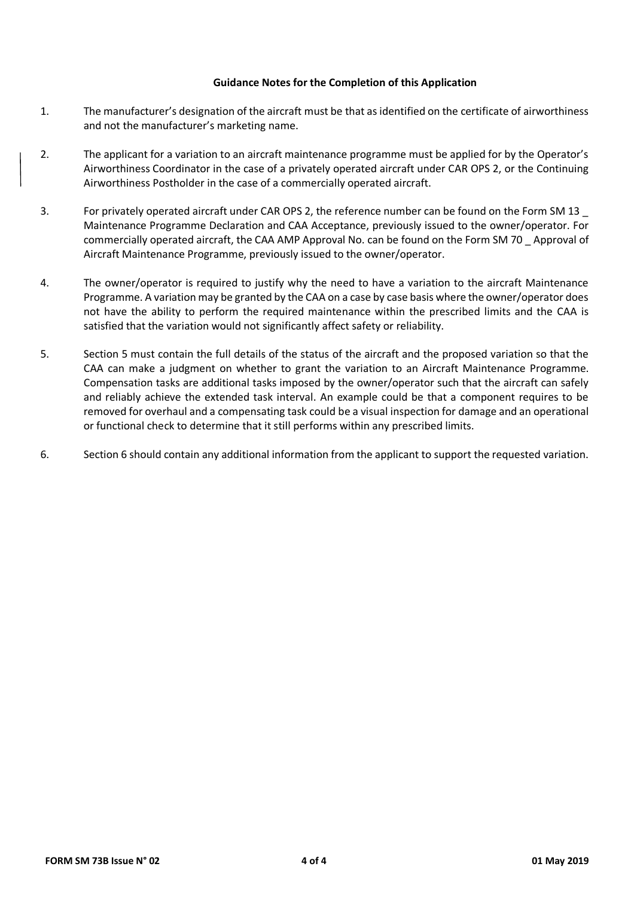**Guidance Notes for the Completion of this Application**

1. The manufacturer's designation of the aircraft must be that as identified on the certificate of airworthiness and not the manufacturer's marketing name.

2. The applicant for a variation to an aircraft maintenance programme must be applied for by the Operator's Airworthiness Coordinator in the case of a privately operated aircraft under CAR OPS 2, or the Continuing Airworthiness Postholder in the case of a commercially operated aircraft.

3. For privately operated aircraft under CAR OPS 2, the reference number can be found on the Form SM 13 _ Maintenance Programme Declaration and CAA Acceptance, previously issued to the owner/operator. For commercially operated aircraft, the CAA AMP Approval No. can be found on the Form SM 70 _ Approval of Aircraft Maintenance Programme, previously issued to the owner/operator.

4. The owner/operator is required to justify why the need to have a variation to the aircraft Maintenance Programme. A variation may be granted by the CAA on a case by case basis where the owner/operator does not have the ability to perform the required maintenance within the prescribed limits and the CAA is satisfied that the variation would not significantly affect safety or reliability.

5. Section 5 must contain the full details of the status of the aircraft and the proposed variation so that the CAA can make a judgment on whether to grant the variation to an Aircraft Maintenance Programme. Compensation tasks are additional tasks imposed by the owner/operator such that the aircraft can safely and reliably achieve the extended task interval. An example could be that a component requires to be removed for overhaul and a compensating task could be a visual inspection for damage and an operational or functional check to determine that it still performs within any prescribed limits.

6. Section 6 should contain any additional information from the applicant to support the requested variation.